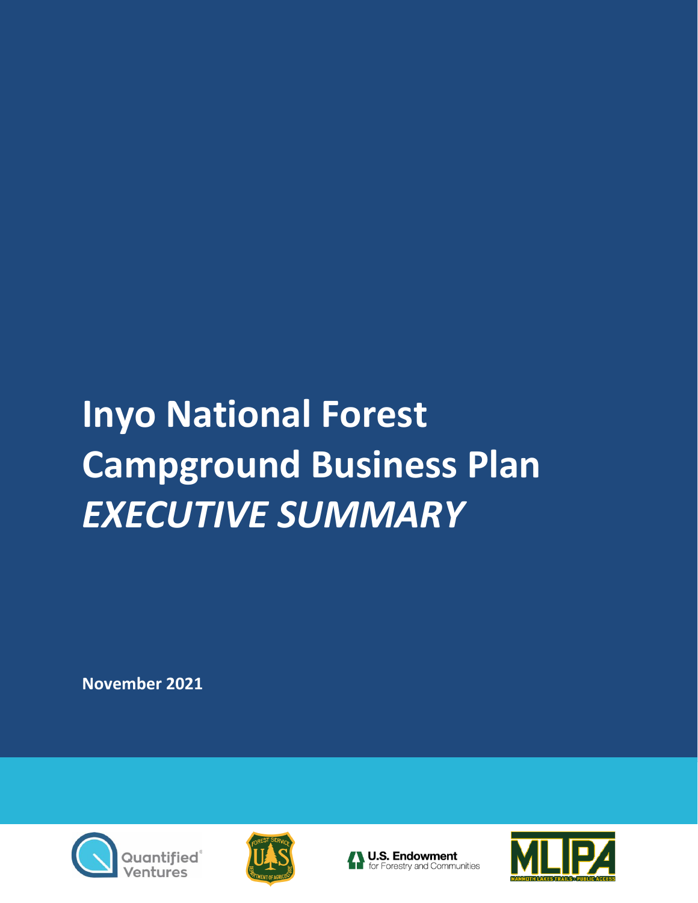# Inyo National Forest Campground Business Plan *EXECUTIVE SUMMARY*

**November 2021**

Quantified Ventures

U.S. Endowment for Forestry and Communities

MLTPA

MAMMOTH LAKES TRAILS + PUBLIC ACCESS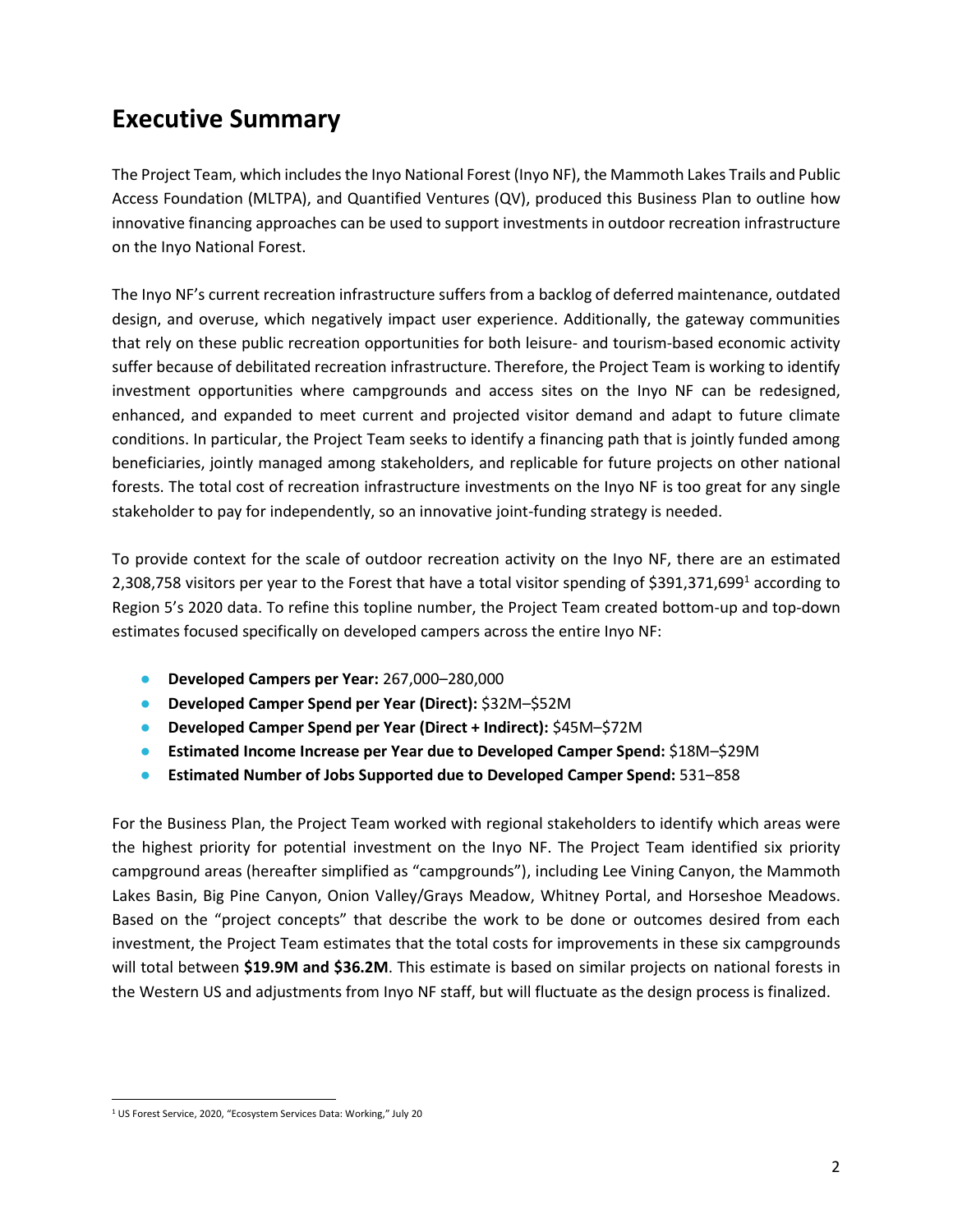# Executive Summary

The Project Team, which includes the Inyo National Forest (Inyo NF), the Mammoth Lakes Trails and Public Access Foundation (MLTPA), and Quantified Ventures (QV), produced this Business Plan to outline how innovative financing approaches can be used to support investments in outdoor recreation infrastructure on the Inyo National Forest.

The Inyo NF's current recreation infrastructure suffers from a backlog of deferred maintenance, outdated design, and overuse, which negatively impact user experience. Additionally, the gateway communities that rely on these public recreation opportunities for both leisure- and tourism-based economic activity suffer because of debilitated recreation infrastructure. Therefore, the Project Team is working to identify investment opportunities where campgrounds and access sites on the Inyo NF can be redesigned, enhanced, and expanded to meet current and projected visitor demand and adapt to future climate conditions. In particular, the Project Team seeks to identify a financing path that is jointly funded among beneficiaries, jointly managed among stakeholders, and replicable for future projects on other national forests. The total cost of recreation infrastructure investments on the Inyo NF is too great for any single stakeholder to pay for independently, so an innovative joint-funding strategy is needed.

To provide context for the scale of outdoor recreation activity on the Inyo NF, there are an estimated 2,308,758 visitors per year to the Forest that have a total visitor spending of $391,371,699[1] according to Region 5's 2020 data. To refine this topline number, the Project Team created bottom-up and top-down estimates focused specifically on developed campers across the entire Inyo NF:

- **Developed Campers per Year:** 267,000–280,000
- **Developed Camper Spend per Year (Direct):** $32M–$52M
- **Developed Camper Spend per Year (Direct + Indirect):** $45M–$72M
- **Estimated Income Increase per Year due to Developed Camper Spend:** $18M–$29M
- **Estimated Number of Jobs Supported due to Developed Camper Spend:** 531–858

For the Business Plan, the Project Team worked with regional stakeholders to identify which areas were the highest priority for potential investment on the Inyo NF. The Project Team identified six priority campground areas (hereafter simplified as "campgrounds"), including Lee Vining Canyon, the Mammoth Lakes Basin, Big Pine Canyon, Onion Valley/Grays Meadow, Whitney Portal, and Horseshoe Meadows. Based on the "project concepts" that describe the work to be done or outcomes desired from each investment, the Project Team estimates that the total costs for improvements in these six campgrounds will total between **$19.9M and $36.2M**. This estimate is based on similar projects on national forests in the Western US and adjustments from Inyo NF staff, but will fluctuate as the design process is finalized.

---

[1] US Forest Service, 2020, "Ecosystem Services Data: Working," July 20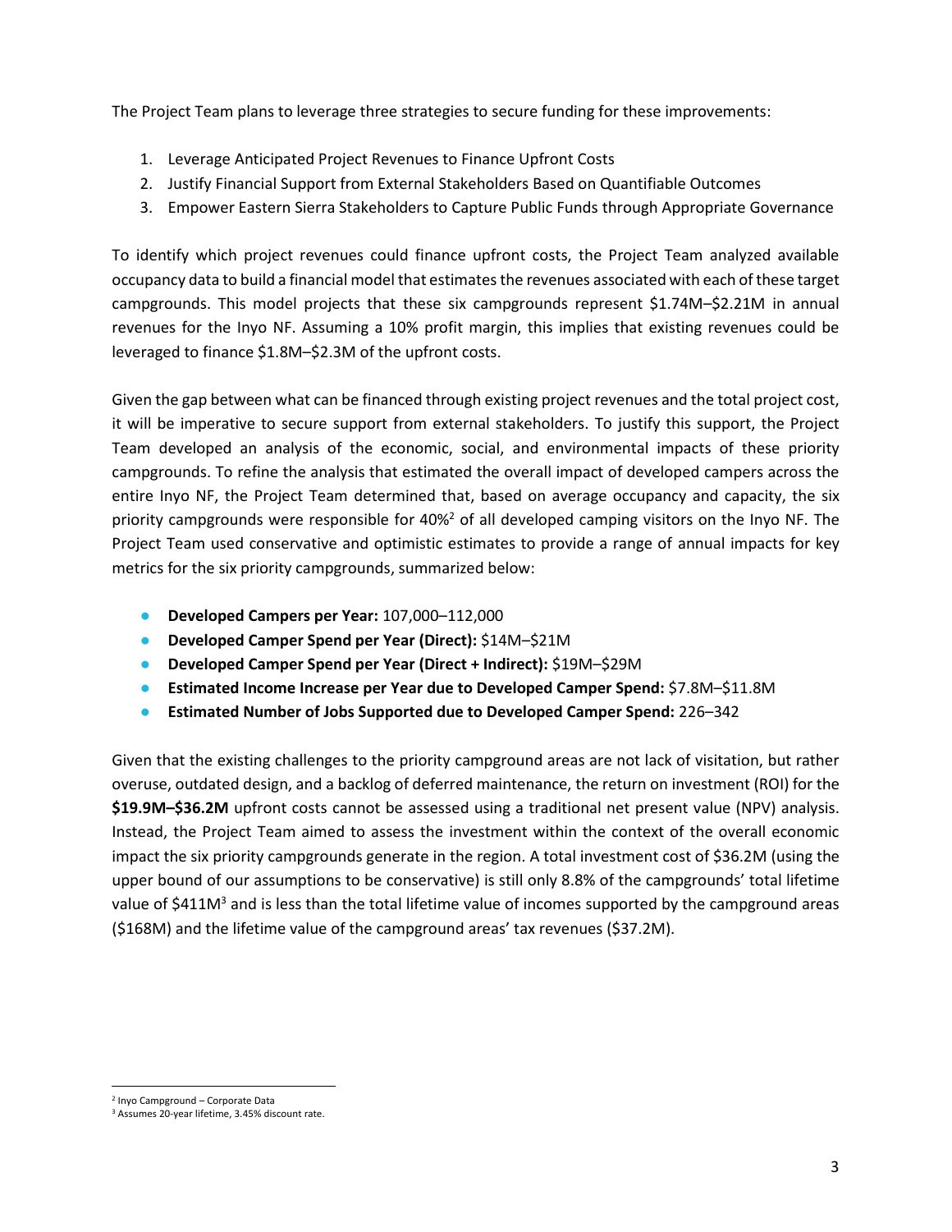The Project Team plans to leverage three strategies to secure funding for these improvements:

1. Leverage Anticipated Project Revenues to Finance Upfront Costs
2. Justify Financial Support from External Stakeholders Based on Quantifiable Outcomes
3. Empower Eastern Sierra Stakeholders to Capture Public Funds through Appropriate Governance

To identify which project revenues could finance upfront costs, the Project Team analyzed available occupancy data to build a financial model that estimates the revenues associated with each of these target campgrounds. This model projects that these six campgrounds represent \$1.74M–\$2.21M in annual revenues for the Inyo NF. Assuming a 10% profit margin, this implies that existing revenues could be leveraged to finance \$1.8M–\$2.3M of the upfront costs.

Given the gap between what can be financed through existing project revenues and the total project cost, it will be imperative to secure support from external stakeholders. To justify this support, the Project Team developed an analysis of the economic, social, and environmental impacts of these priority campgrounds. To refine the analysis that estimated the overall impact of developed campers across the entire Inyo NF, the Project Team determined that, based on average occupancy and capacity, the six priority campgrounds were responsible for 40%[2] of all developed camping visitors on the Inyo NF. The Project Team used conservative and optimistic estimates to provide a range of annual impacts for key metrics for the six priority campgrounds, summarized below:

- **Developed Campers per Year:** 107,000–112,000
- **Developed Camper Spend per Year (Direct):** \$14M–\$21M
- **Developed Camper Spend per Year (Direct + Indirect):** \$19M–\$29M
- **Estimated Income Increase per Year due to Developed Camper Spend:** \$7.8M–\$11.8M
- **Estimated Number of Jobs Supported due to Developed Camper Spend:** 226–342

Given that the existing challenges to the priority campground areas are not lack of visitation, but rather overuse, outdated design, and a backlog of deferred maintenance, the return on investment (ROI) for the **\$19.9M–\$36.2M** upfront costs cannot be assessed using a traditional net present value (NPV) analysis. Instead, the Project Team aimed to assess the investment within the context of the overall economic impact the six priority campgrounds generate in the region. A total investment cost of \$36.2M (using the upper bound of our assumptions to be conservative) is still only 8.8% of the campgrounds' total lifetime value of \$411M[3] and is less than the total lifetime value of incomes supported by the campground areas (\$168M) and the lifetime value of the campground areas' tax revenues (\$37.2M).

---

[2] Inyo Campground – Corporate Data

[3] Assumes 20-year lifetime, 3.45% discount rate.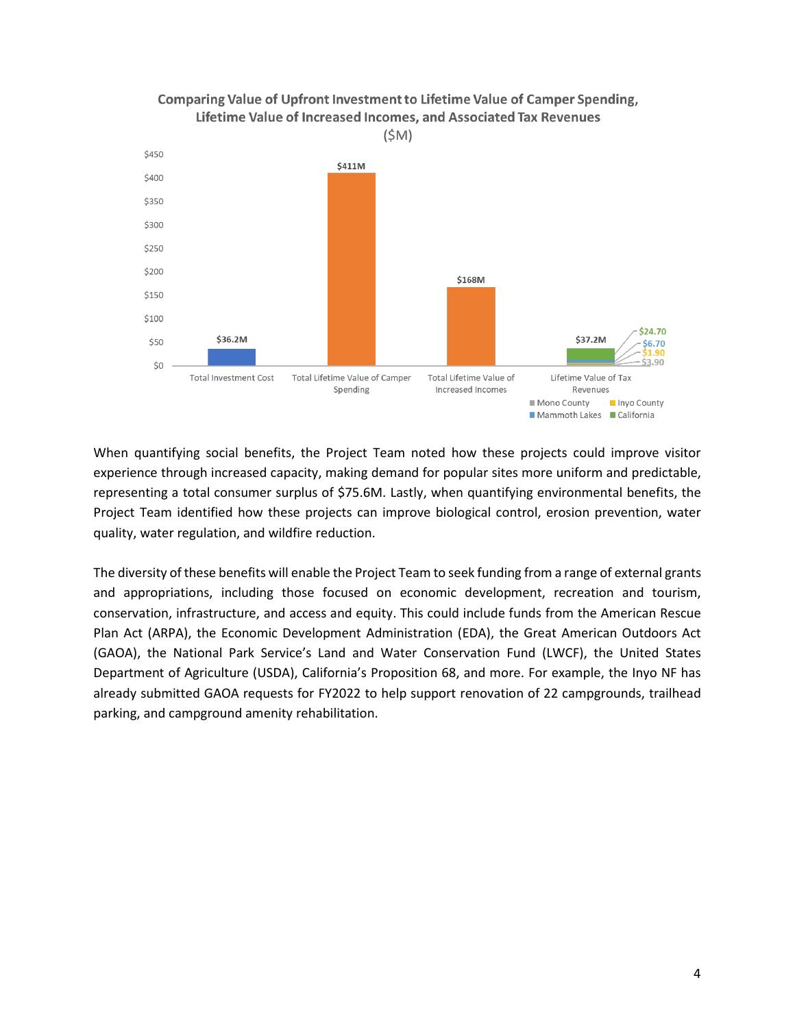**Comparing Value of Upfront Investment to Lifetime Value of Camper Spending, Lifetime Value of Increased Incomes, and Associated Tax Revenues ($M)**

| Category | Value |
| --- | --- |
| Total Investment Cost | $36.2M |
| Total Lifetime Value of Camper Spending | $411M |
| Total Lifetime Value of Increased Incomes | $168M |
| Lifetime Value of Tax Revenues | $37.2M |

| Lifetime Value of Tax Revenues | Value |
| --- | --- |
| California | $24.70 |
| Mammoth Lakes | $6.70 |
| Inyo County | $1.90 |
| Mono County | $3.90 |

When quantifying social benefits, the Project Team noted how these projects could improve visitor experience through increased capacity, making demand for popular sites more uniform and predictable, representing a total consumer surplus of $75.6M. Lastly, when quantifying environmental benefits, the Project Team identified how these projects can improve biological control, erosion prevention, water quality, water regulation, and wildfire reduction.

The diversity of these benefits will enable the Project Team to seek funding from a range of external grants and appropriations, including those focused on economic development, recreation and tourism, conservation, infrastructure, and access and equity. This could include funds from the American Rescue Plan Act (ARPA), the Economic Development Administration (EDA), the Great American Outdoors Act (GAOA), the National Park Service's Land and Water Conservation Fund (LWCF), the United States Department of Agriculture (USDA), California's Proposition 68, and more. For example, the Inyo NF has already submitted GAOA requests for FY2022 to help support renovation of 22 campgrounds, trailhead parking, and campground amenity rehabilitation.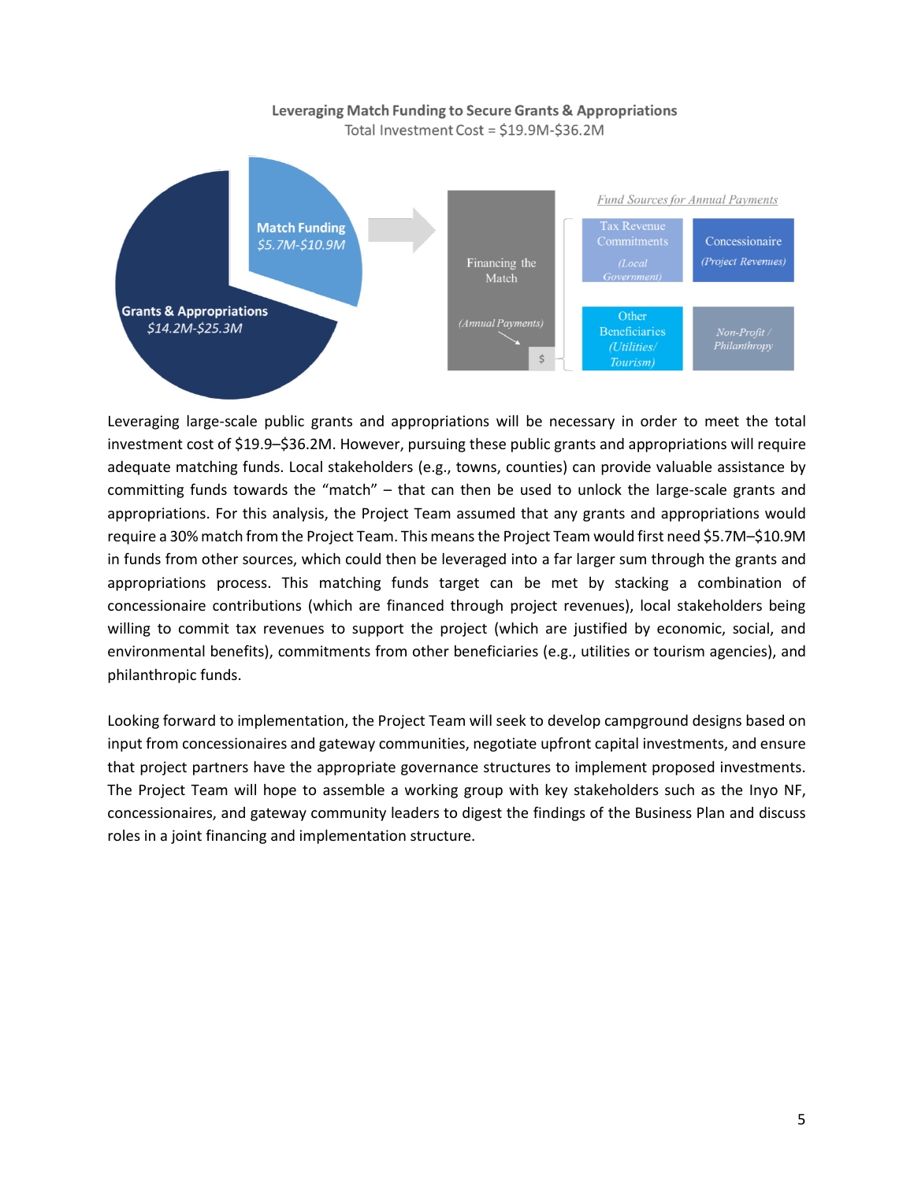**Leveraging Match Funding to Secure Grants & Appropriations**

Total Investment Cost = $19.9M-$36.2M

Match Funding
$5.7M-$10.9M

Grants & Appropriations
$14.2M-$25.3M

Financing the Match

(Annual Payments)

$

Fund Sources for Annual Payments

Tax Revenue Commitments (Local Government)

Concessionaire (Project Revenues)

Other Beneficiaries (Utilities/ Tourism)

Non-Profit / Philanthropy

Leveraging large-scale public grants and appropriations will be necessary in order to meet the total investment cost of $19.9–$36.2M. However, pursuing these public grants and appropriations will require adequate matching funds. Local stakeholders (e.g., towns, counties) can provide valuable assistance by committing funds towards the "match" – that can then be used to unlock the large-scale grants and appropriations. For this analysis, the Project Team assumed that any grants and appropriations would require a 30% match from the Project Team. This means the Project Team would first need $5.7M–$10.9M in funds from other sources, which could then be leveraged into a far larger sum through the grants and appropriations process. This matching funds target can be met by stacking a combination of concessionaire contributions (which are financed through project revenues), local stakeholders being willing to commit tax revenues to support the project (which are justified by economic, social, and environmental benefits), commitments from other beneficiaries (e.g., utilities or tourism agencies), and philanthropic funds.

Looking forward to implementation, the Project Team will seek to develop campground designs based on input from concessionaires and gateway communities, negotiate upfront capital investments, and ensure that project partners have the appropriate governance structures to implement proposed investments. The Project Team will hope to assemble a working group with key stakeholders such as the Inyo NF, concessionaires, and gateway community leaders to digest the findings of the Business Plan and discuss roles in a joint financing and implementation structure.